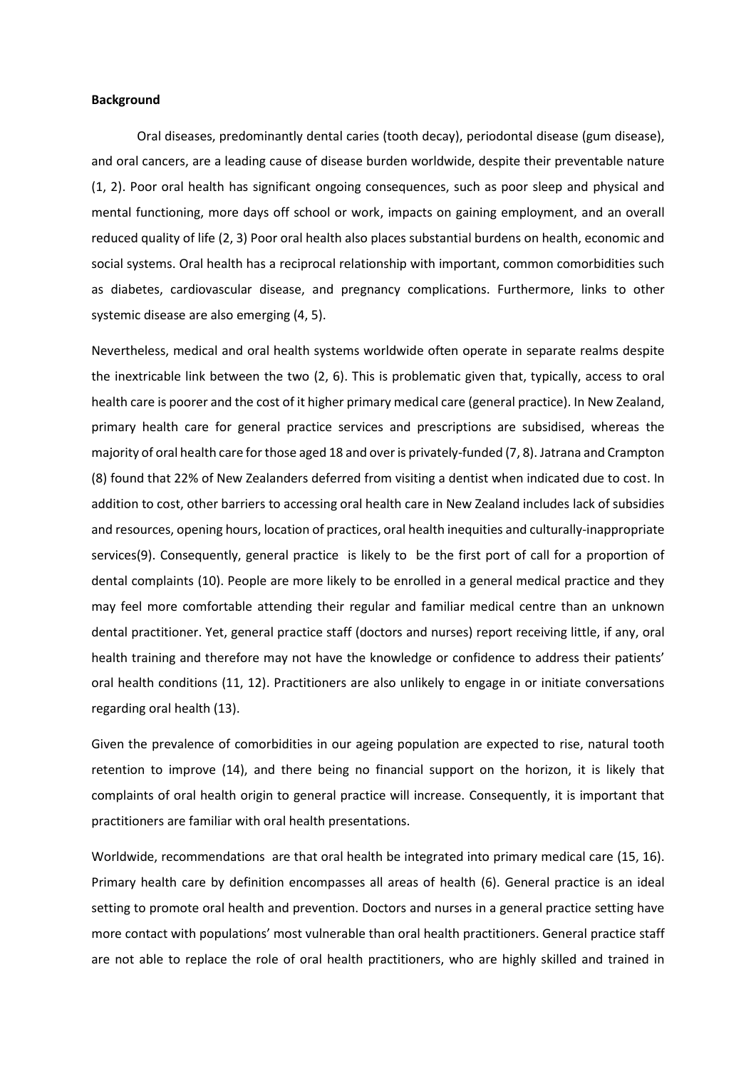**Background**

Oral diseases, predominantly dental caries (tooth decay), periodontal disease (gum disease), and oral cancers, are a leading cause of disease burden worldwide, despite their preventable nature (1, 2). Poor oral health has significant ongoing consequences, such as poor sleep and physical and mental functioning, more days off school or work, impacts on gaining employment, and an overall reduced quality of life (2, 3) Poor oral health also places substantial burdens on health, economic and social systems. Oral health has a reciprocal relationship with important, common comorbidities such as diabetes, cardiovascular disease, and pregnancy complications. Furthermore, links to other systemic disease are also emerging (4, 5).

Nevertheless, medical and oral health systems worldwide often operate in separate realms despite the inextricable link between the two (2, 6). This is problematic given that, typically, access to oral health care is poorer and the cost of it higher primary medical care (general practice). In New Zealand, primary health care for general practice services and prescriptions are subsidised, whereas the majority of oral health care for those aged 18 and over is privately-funded (7, 8). Jatrana and Crampton (8) found that 22% of New Zealanders deferred from visiting a dentist when indicated due to cost. In addition to cost, other barriers to accessing oral health care in New Zealand includes lack of subsidies and resources, opening hours, location of practices, oral health inequities and culturally-inappropriate services(9). Consequently, general practice is likely to be the first port of call for a proportion of dental complaints (10). People are more likely to be enrolled in a general medical practice and they may feel more comfortable attending their regular and familiar medical centre than an unknown dental practitioner. Yet, general practice staff (doctors and nurses) report receiving little, if any, oral health training and therefore may not have the knowledge or confidence to address their patients' oral health conditions (11, 12). Practitioners are also unlikely to engage in or initiate conversations regarding oral health (13).

Given the prevalence of comorbidities in our ageing population are expected to rise, natural tooth retention to improve (14), and there being no financial support on the horizon, it is likely that complaints of oral health origin to general practice will increase. Consequently, it is important that practitioners are familiar with oral health presentations.

Worldwide, recommendations are that oral health be integrated into primary medical care (15, 16). Primary health care by definition encompasses all areas of health (6). General practice is an ideal setting to promote oral health and prevention. Doctors and nurses in a general practice setting have more contact with populations' most vulnerable than oral health practitioners. General practice staff are not able to replace the role of oral health practitioners, who are highly skilled and trained in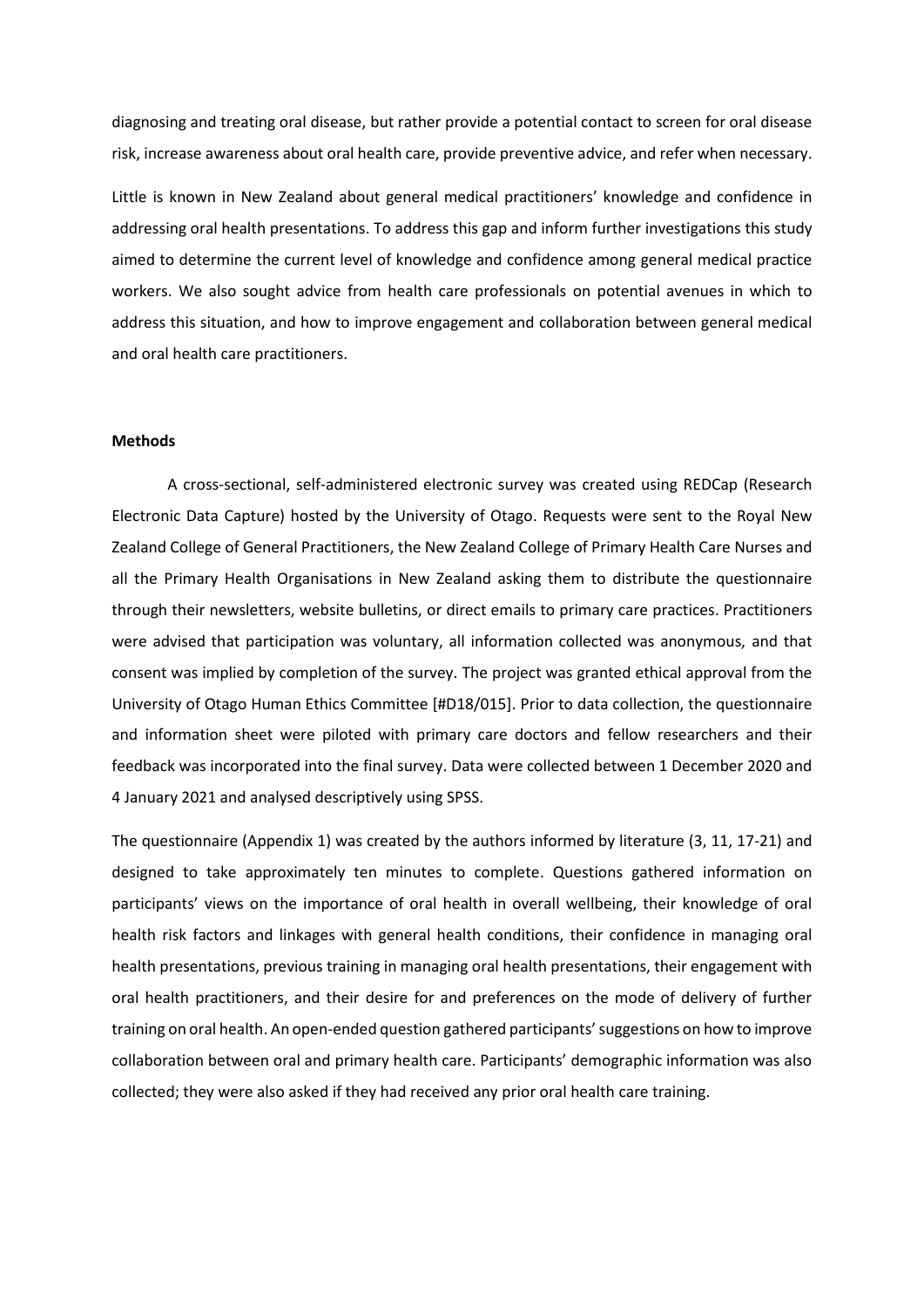diagnosing and treating oral disease, but rather provide a potential contact to screen for oral disease risk, increase awareness about oral health care, provide preventive advice, and refer when necessary.

Little is known in New Zealand about general medical practitioners' knowledge and confidence in addressing oral health presentations. To address this gap and inform further investigations this study aimed to determine the current level of knowledge and confidence among general medical practice workers. We also sought advice from health care professionals on potential avenues in which to address this situation, and how to improve engagement and collaboration between general medical and oral health care practitioners.

**Methods**

A cross-sectional, self-administered electronic survey was created using REDCap (Research Electronic Data Capture) hosted by the University of Otago. Requests were sent to the Royal New Zealand College of General Practitioners, the New Zealand College of Primary Health Care Nurses and all the Primary Health Organisations in New Zealand asking them to distribute the questionnaire through their newsletters, website bulletins, or direct emails to primary care practices. Practitioners were advised that participation was voluntary, all information collected was anonymous, and that consent was implied by completion of the survey. The project was granted ethical approval from the University of Otago Human Ethics Committee [#D18/015]. Prior to data collection, the questionnaire and information sheet were piloted with primary care doctors and fellow researchers and their feedback was incorporated into the final survey. Data were collected between 1 December 2020 and 4 January 2021 and analysed descriptively using SPSS.

The questionnaire (Appendix 1) was created by the authors informed by literature (3, 11, 17-21) and designed to take approximately ten minutes to complete. Questions gathered information on participants' views on the importance of oral health in overall wellbeing, their knowledge of oral health risk factors and linkages with general health conditions, their confidence in managing oral health presentations, previous training in managing oral health presentations, their engagement with oral health practitioners, and their desire for and preferences on the mode of delivery of further training on oral health. An open-ended question gathered participants' suggestions on how to improve collaboration between oral and primary health care. Participants' demographic information was also collected; they were also asked if they had received any prior oral health care training.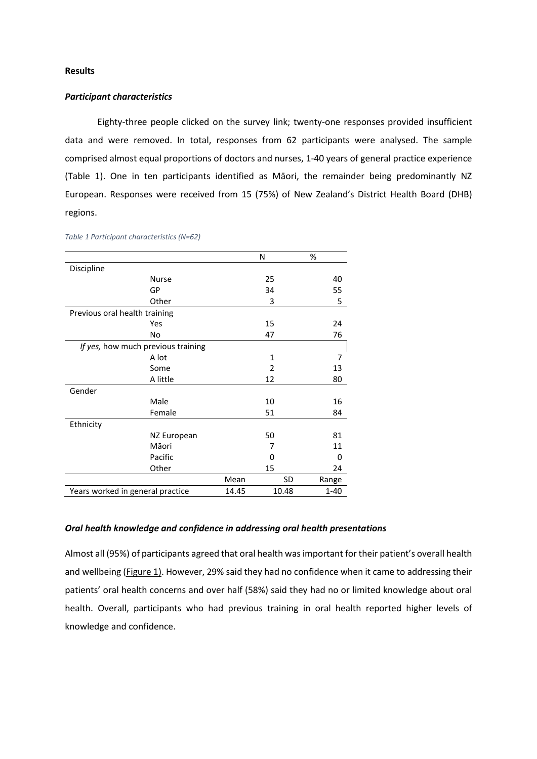**Results**

***Participant characteristics***

Eighty-three people clicked on the survey link; twenty-one responses provided insufficient data and were removed. In total, responses from 62 participants were analysed. The sample comprised almost equal proportions of doctors and nurses, 1-40 years of general practice experience (Table 1). One in ten participants identified as Māori, the remainder being predominantly NZ European. Responses were received from 15 (75%) of New Zealand's District Health Board (DHB) regions.

*Table 1 Participant characteristics (N=62)*

| | | | N | % |
|---|---|---|---|---|
| Discipline | | | | |
| | Nurse | | 25 | 40 |
| | GP | | 34 | 55 |
| | Other | | 3 | 5 |
| Previous oral health training | | | | |
| | Yes | | 15 | 24 |
| | No | | 47 | 76 |
| *If yes,* how much previous training | | | | |
| | A lot | | 1 | 7 |
| | Some | | 2 | 13 |
| | A little | | 12 | 80 |
| Gender | | | | |
| | Male | | 10 | 16 |
| | Female | | 51 | 84 |
| Ethnicity | | | | |
| | NZ European | | 50 | 81 |
| | Māori | | 7 | 11 |
| | Pacific | | 0 | 0 |
| | Other | | 15 | 24 |
| | | Mean | SD | Range |
| Years worked in general practice | | 14.45 | 10.48 | 1-40 |

***Oral health knowledge and confidence in addressing oral health presentations***

Almost all (95%) of participants agreed that oral health was important for their patient's overall health and wellbeing (Figure 1). However, 29% said they had no confidence when it came to addressing their patients' oral health concerns and over half (58%) said they had no or limited knowledge about oral health. Overall, participants who had previous training in oral health reported higher levels of knowledge and confidence.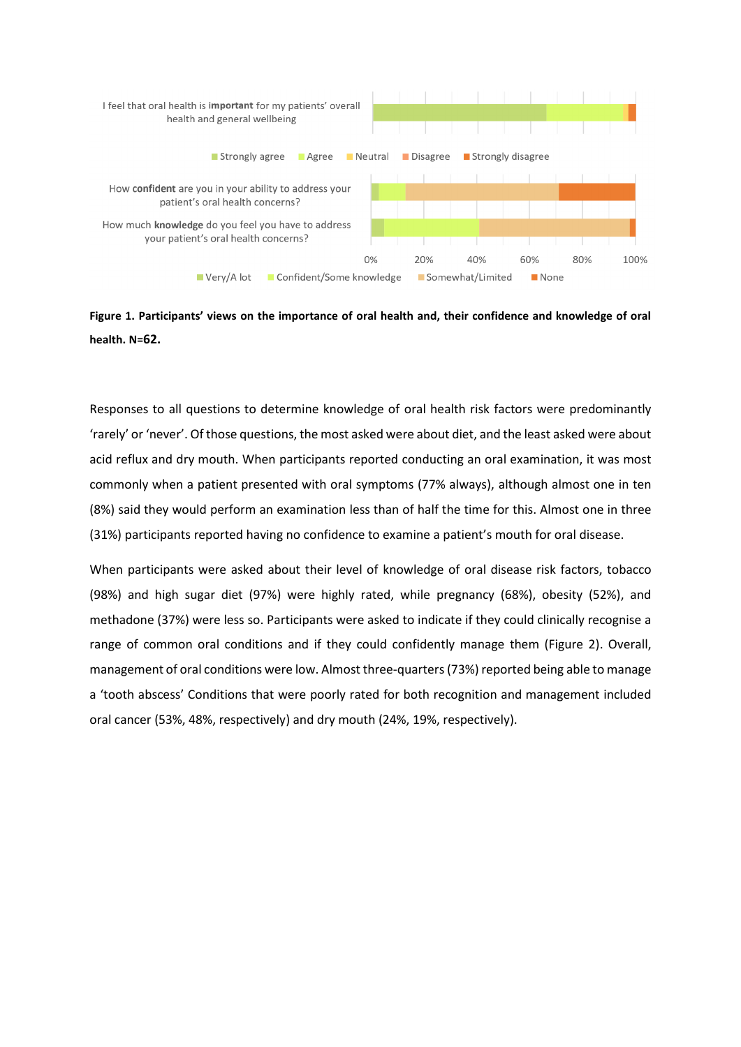**Figure 1. Participants' views on the importance of oral health and, their confidence and knowledge of oral health. N=62.**

Responses to all questions to determine knowledge of oral health risk factors were predominantly 'rarely' or 'never'. Of those questions, the most asked were about diet, and the least asked were about acid reflux and dry mouth. When participants reported conducting an oral examination, it was most commonly when a patient presented with oral symptoms (77% always), although almost one in ten (8%) said they would perform an examination less than of half the time for this. Almost one in three (31%) participants reported having no confidence to examine a patient's mouth for oral disease.

When participants were asked about their level of knowledge of oral disease risk factors, tobacco (98%) and high sugar diet (97%) were highly rated, while pregnancy (68%), obesity (52%), and methadone (37%) were less so. Participants were asked to indicate if they could clinically recognise a range of common oral conditions and if they could confidently manage them (Figure 2). Overall, management of oral conditions were low. Almost three-quarters (73%) reported being able to manage a 'tooth abscess' Conditions that were poorly rated for both recognition and management included oral cancer (53%, 48%, respectively) and dry mouth (24%, 19%, respectively).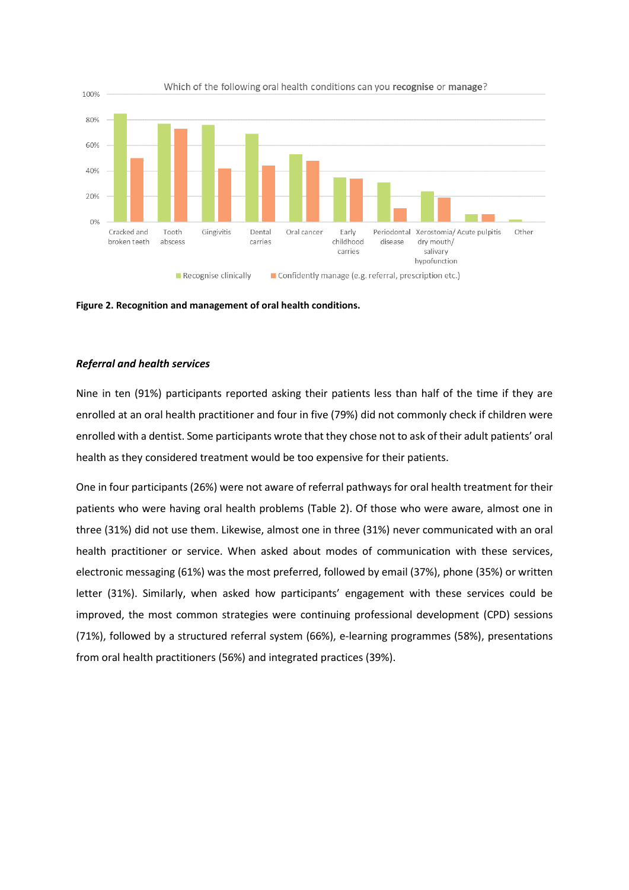**Figure 2. Recognition and management of oral health conditions.**

### *Referral and health services*

Nine in ten (91%) participants reported asking their patients less than half of the time if they are enrolled at an oral health practitioner and four in five (79%) did not commonly check if children were enrolled with a dentist. Some participants wrote that they chose not to ask of their adult patients' oral health as they considered treatment would be too expensive for their patients.

One in four participants (26%) were not aware of referral pathways for oral health treatment for their patients who were having oral health problems (Table 2). Of those who were aware, almost one in three (31%) did not use them. Likewise, almost one in three (31%) never communicated with an oral health practitioner or service. When asked about modes of communication with these services, electronic messaging (61%) was the most preferred, followed by email (37%), phone (35%) or written letter (31%). Similarly, when asked how participants' engagement with these services could be improved, the most common strategies were continuing professional development (CPD) sessions (71%), followed by a structured referral system (66%), e-learning programmes (58%), presentations from oral health practitioners (56%) and integrated practices (39%).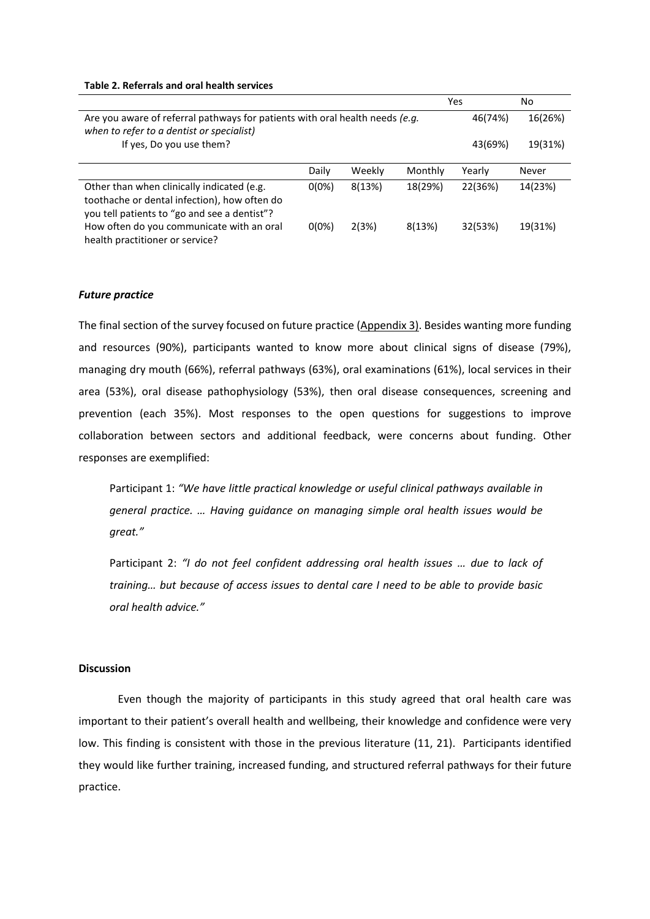**Table 2. Referrals and oral health services**

| | | | | Yes | No |
|---|---|---|---|---|---|
| Are you aware of referral pathways for patients with oral health needs *(e.g. when to refer to a dentist or specialist)* | | | | 46(74%) | 16(26%) |
| If yes, Do you use them? | | | | 43(69%) | 19(31%) |
| | **Daily** | **Weekly** | **Monthly** | **Yearly** | **Never** |
| Other than when clinically indicated (e.g. toothache or dental infection), how often do you tell patients to "go and see a dentist"? | 0(0%) | 8(13%) | 18(29%) | 22(36%) | 14(23%) |
| How often do you communicate with an oral health practitioner or service? | 0(0%) | 2(3%) | 8(13%) | 32(53%) | 19(31%) |

***Future practice***

The final section of the survey focused on future practice (Appendix 3). Besides wanting more funding and resources (90%), participants wanted to know more about clinical signs of disease (79%), managing dry mouth (66%), referral pathways (63%), oral examinations (61%), local services in their area (53%), oral disease pathophysiology (53%), then oral disease consequences, screening and prevention (each 35%). Most responses to the open questions for suggestions to improve collaboration between sectors and additional feedback, were concerns about funding. Other responses are exemplified:

> Participant 1: *"We have little practical knowledge or useful clinical pathways available in general practice. … Having guidance on managing simple oral health issues would be great."*

> Participant 2: *"I do not feel confident addressing oral health issues … due to lack of training… but because of access issues to dental care I need to be able to provide basic oral health advice."*

**Discussion**

Even though the majority of participants in this study agreed that oral health care was important to their patient's overall health and wellbeing, their knowledge and confidence were very low. This finding is consistent with those in the previous literature (11, 21). Participants identified they would like further training, increased funding, and structured referral pathways for their future practice.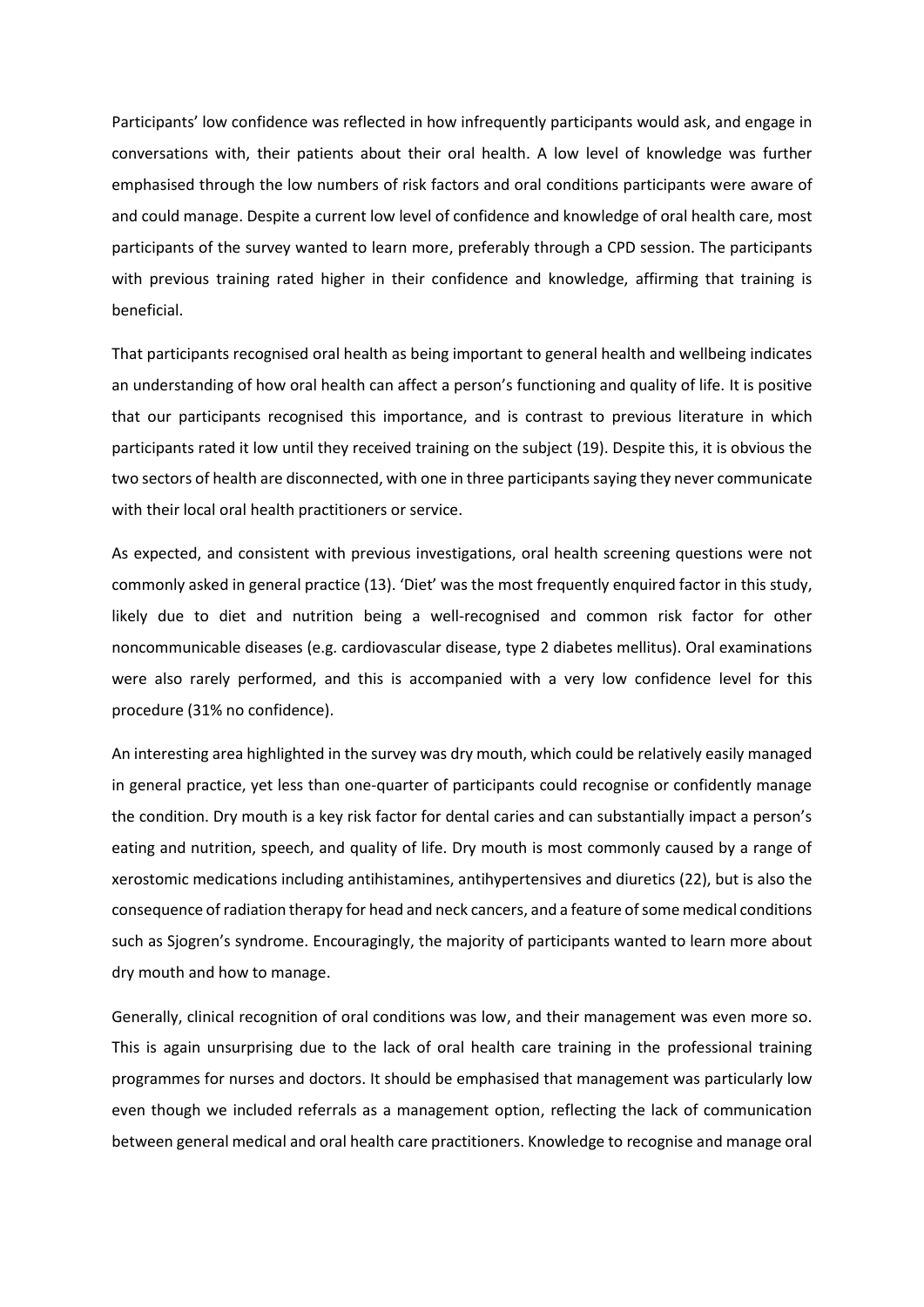Participants' low confidence was reflected in how infrequently participants would ask, and engage in conversations with, their patients about their oral health. A low level of knowledge was further emphasised through the low numbers of risk factors and oral conditions participants were aware of and could manage. Despite a current low level of confidence and knowledge of oral health care, most participants of the survey wanted to learn more, preferably through a CPD session. The participants with previous training rated higher in their confidence and knowledge, affirming that training is beneficial.

That participants recognised oral health as being important to general health and wellbeing indicates an understanding of how oral health can affect a person's functioning and quality of life. It is positive that our participants recognised this importance, and is contrast to previous literature in which participants rated it low until they received training on the subject (19). Despite this, it is obvious the two sectors of health are disconnected, with one in three participants saying they never communicate with their local oral health practitioners or service.

As expected, and consistent with previous investigations, oral health screening questions were not commonly asked in general practice (13). 'Diet' was the most frequently enquired factor in this study, likely due to diet and nutrition being a well-recognised and common risk factor for other noncommunicable diseases (e.g. cardiovascular disease, type 2 diabetes mellitus). Oral examinations were also rarely performed, and this is accompanied with a very low confidence level for this procedure (31% no confidence).

An interesting area highlighted in the survey was dry mouth, which could be relatively easily managed in general practice, yet less than one-quarter of participants could recognise or confidently manage the condition. Dry mouth is a key risk factor for dental caries and can substantially impact a person's eating and nutrition, speech, and quality of life. Dry mouth is most commonly caused by a range of xerostomic medications including antihistamines, antihypertensives and diuretics (22), but is also the consequence of radiation therapy for head and neck cancers, and a feature of some medical conditions such as Sjogren's syndrome. Encouragingly, the majority of participants wanted to learn more about dry mouth and how to manage.

Generally, clinical recognition of oral conditions was low, and their management was even more so. This is again unsurprising due to the lack of oral health care training in the professional training programmes for nurses and doctors. It should be emphasised that management was particularly low even though we included referrals as a management option, reflecting the lack of communication between general medical and oral health care practitioners. Knowledge to recognise and manage oral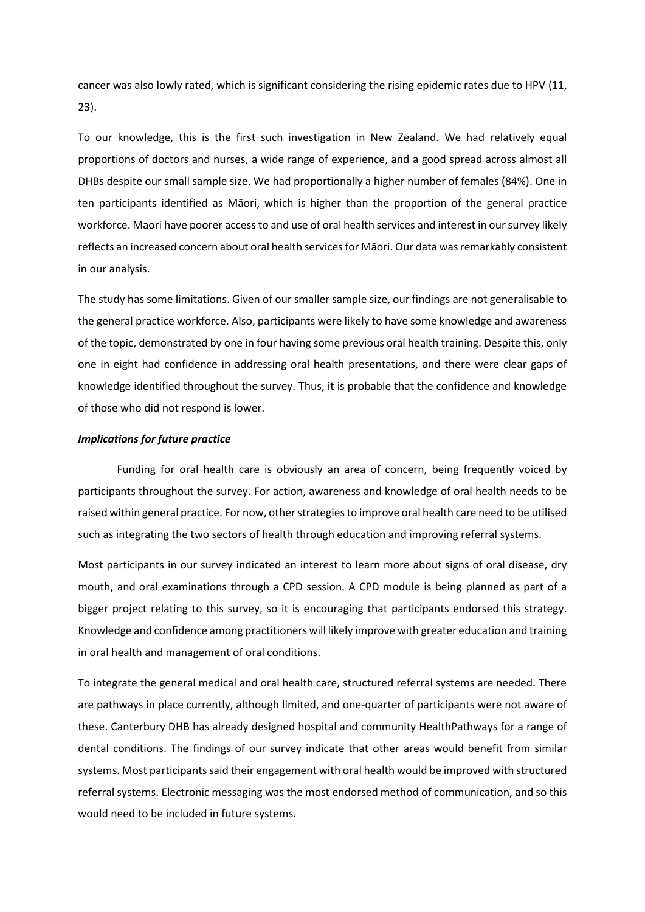cancer was also lowly rated, which is significant considering the rising epidemic rates due to HPV (11, 23).

To our knowledge, this is the first such investigation in New Zealand. We had relatively equal proportions of doctors and nurses, a wide range of experience, and a good spread across almost all DHBs despite our small sample size. We had proportionally a higher number of females (84%). One in ten participants identified as Māori, which is higher than the proportion of the general practice workforce. Maori have poorer access to and use of oral health services and interest in our survey likely reflects an increased concern about oral health services for Māori. Our data was remarkably consistent in our analysis.

The study has some limitations. Given of our smaller sample size, our findings are not generalisable to the general practice workforce. Also, participants were likely to have some knowledge and awareness of the topic, demonstrated by one in four having some previous oral health training. Despite this, only one in eight had confidence in addressing oral health presentations, and there were clear gaps of knowledge identified throughout the survey. Thus, it is probable that the confidence and knowledge of those who did not respond is lower.

***Implications for future practice***

Funding for oral health care is obviously an area of concern, being frequently voiced by participants throughout the survey. For action, awareness and knowledge of oral health needs to be raised within general practice. For now, other strategies to improve oral health care need to be utilised such as integrating the two sectors of health through education and improving referral systems.

Most participants in our survey indicated an interest to learn more about signs of oral disease, dry mouth, and oral examinations through a CPD session. A CPD module is being planned as part of a bigger project relating to this survey, so it is encouraging that participants endorsed this strategy. Knowledge and confidence among practitioners will likely improve with greater education and training in oral health and management of oral conditions.

To integrate the general medical and oral health care, structured referral systems are needed. There are pathways in place currently, although limited, and one-quarter of participants were not aware of these. Canterbury DHB has already designed hospital and community HealthPathways for a range of dental conditions. The findings of our survey indicate that other areas would benefit from similar systems. Most participants said their engagement with oral health would be improved with structured referral systems. Electronic messaging was the most endorsed method of communication, and so this would need to be included in future systems.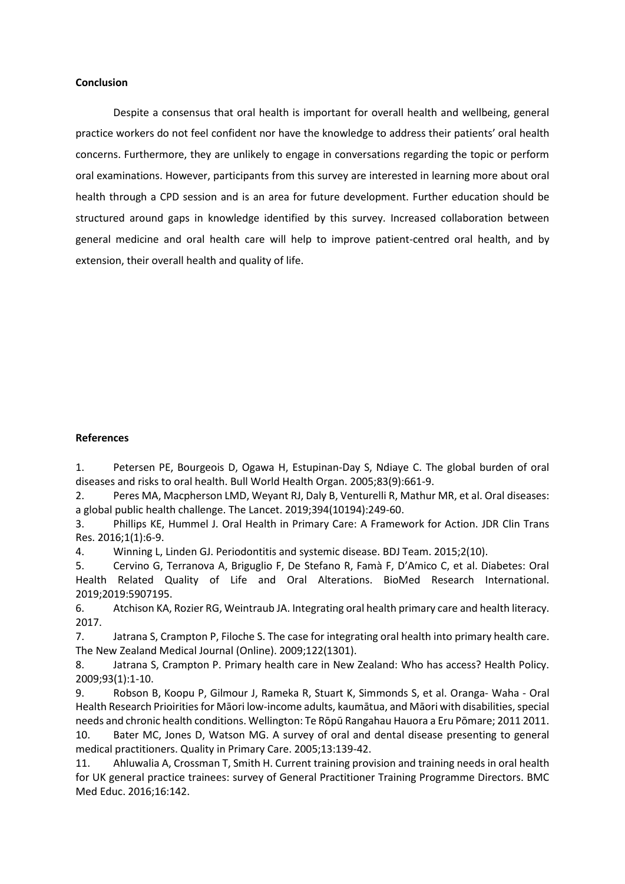**Conclusion**

Despite a consensus that oral health is important for overall health and wellbeing, general practice workers do not feel confident nor have the knowledge to address their patients' oral health concerns. Furthermore, they are unlikely to engage in conversations regarding the topic or perform oral examinations. However, participants from this survey are interested in learning more about oral health through a CPD session and is an area for future development. Further education should be structured around gaps in knowledge identified by this survey. Increased collaboration between general medicine and oral health care will help to improve patient-centred oral health, and by extension, their overall health and quality of life.

**References**

1. Petersen PE, Bourgeois D, Ogawa H, Estupinan-Day S, Ndiaye C. The global burden of oral diseases and risks to oral health. Bull World Health Organ. 2005;83(9):661-9.
2. Peres MA, Macpherson LMD, Weyant RJ, Daly B, Venturelli R, Mathur MR, et al. Oral diseases: a global public health challenge. The Lancet. 2019;394(10194):249-60.
3. Phillips KE, Hummel J. Oral Health in Primary Care: A Framework for Action. JDR Clin Trans Res. 2016;1(1):6-9.
4. Winning L, Linden GJ. Periodontitis and systemic disease. BDJ Team. 2015;2(10).
5. Cervino G, Terranova A, Briguglio F, De Stefano R, Famà F, D'Amico C, et al. Diabetes: Oral Health Related Quality of Life and Oral Alterations. BioMed Research International. 2019;2019:5907195.
6. Atchison KA, Rozier RG, Weintraub JA. Integrating oral health primary care and health literacy. 2017.
7. Jatrana S, Crampton P, Filoche S. The case for integrating oral health into primary health care. The New Zealand Medical Journal (Online). 2009;122(1301).
8. Jatrana S, Crampton P. Primary health care in New Zealand: Who has access? Health Policy. 2009;93(1):1-10.
9. Robson B, Koopu P, Gilmour J, Rameka R, Stuart K, Simmonds S, et al. Oranga- Waha - Oral Health Research Prioirities for Māori low-income adults, kaumātua, and Māori with disabilities, special needs and chronic health conditions. Wellington: Te Rōpū Rangahau Hauora a Eru Pōmare; 2011 2011.
10. Bater MC, Jones D, Watson MG. A survey of oral and dental disease presenting to general medical practitioners. Quality in Primary Care. 2005;13:139-42.
11. Ahluwalia A, Crossman T, Smith H. Current training provision and training needs in oral health for UK general practice trainees: survey of General Practitioner Training Programme Directors. BMC Med Educ. 2016;16:142.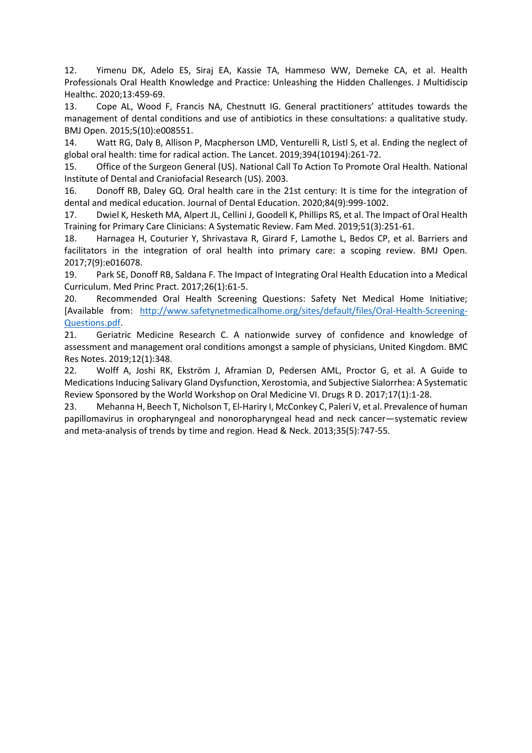12. Yimenu DK, Adelo ES, Siraj EA, Kassie TA, Hammeso WW, Demeke CA, et al. Health Professionals Oral Health Knowledge and Practice: Unleashing the Hidden Challenges. J Multidiscip Healthc. 2020;13:459-69.

13. Cope AL, Wood F, Francis NA, Chestnutt IG. General practitioners' attitudes towards the management of dental conditions and use of antibiotics in these consultations: a qualitative study. BMJ Open. 2015;5(10):e008551.

14. Watt RG, Daly B, Allison P, Macpherson LMD, Venturelli R, Listl S, et al. Ending the neglect of global oral health: time for radical action. The Lancet. 2019;394(10194):261-72.

15. Office of the Surgeon General (US). National Call To Action To Promote Oral Health. National Institute of Dental and Craniofacial Research (US). 2003.

16. Donoff RB, Daley GQ. Oral health care in the 21st century: It is time for the integration of dental and medical education. Journal of Dental Education. 2020;84(9):999-1002.

17. Dwiel K, Hesketh MA, Alpert JL, Cellini J, Goodell K, Phillips RS, et al. The Impact of Oral Health Training for Primary Care Clinicians: A Systematic Review. Fam Med. 2019;51(3):251-61.

18. Harnagea H, Couturier Y, Shrivastava R, Girard F, Lamothe L, Bedos CP, et al. Barriers and facilitators in the integration of oral health into primary care: a scoping review. BMJ Open. 2017;7(9):e016078.

19. Park SE, Donoff RB, Saldana F. The Impact of Integrating Oral Health Education into a Medical Curriculum. Med Princ Pract. 2017;26(1):61-5.

20. Recommended Oral Health Screening Questions: Safety Net Medical Home Initiative; [Available from: http://www.safetynetmedicalhome.org/sites/default/files/Oral-Health-Screening-Questions.pdf.

21. Geriatric Medicine Research C. A nationwide survey of confidence and knowledge of assessment and management oral conditions amongst a sample of physicians, United Kingdom. BMC Res Notes. 2019;12(1):348.

22. Wolff A, Joshi RK, Ekström J, Aframian D, Pedersen AML, Proctor G, et al. A Guide to Medications Inducing Salivary Gland Dysfunction, Xerostomia, and Subjective Sialorrhea: A Systematic Review Sponsored by the World Workshop on Oral Medicine VI. Drugs R D. 2017;17(1):1-28.

23. Mehanna H, Beech T, Nicholson T, El-Hariry I, McConkey C, Paleri V, et al. Prevalence of human papillomavirus in oropharyngeal and nonoropharyngeal head and neck cancer—systematic review and meta-analysis of trends by time and region. Head & Neck. 2013;35(5):747-55.